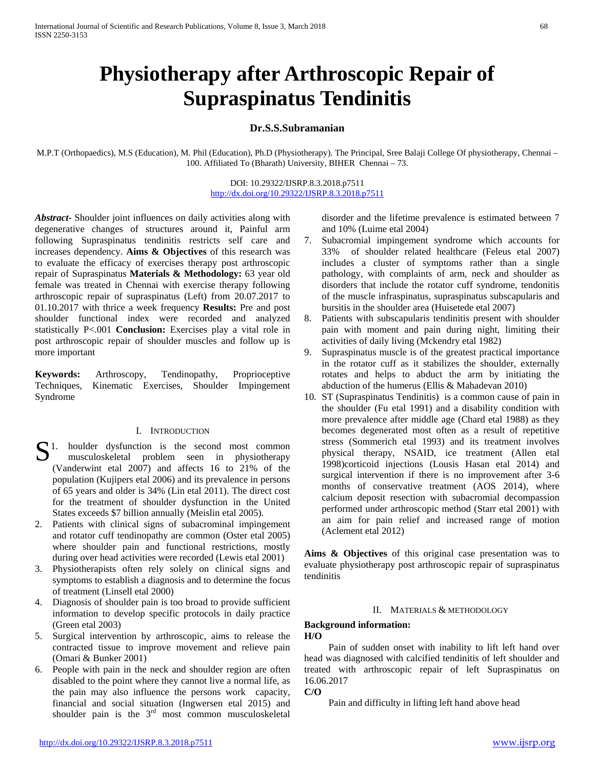# Physiotherapy after Arthroscopic Repair of Supraspinatus Tendinitis

**Dr.S.S.Subramanian**

M.P.T (Orthopaedics), M.S (Education), M. Phil (Education), Ph.D (Physiotherapy). The Principal, Sree Balaji College Of physiotherapy, Chennai – 100. Affiliated To (Bharath) University, BIHER Chennai – 73.

DOI: 10.29322/IJSRP.8.3.2018.p7511
http://dx.doi.org/10.29322/IJSRP.8.3.2018.p7511

***Abstract***- Shoulder joint influences on daily activities along with degenerative changes of structures around it, Painful arm following Supraspinatus tendinitis restricts self care and increases dependency. **Aims & Objectives** of this research was to evaluate the efficacy of exercises therapy post arthroscopic repair of Supraspinatus **Materials & Methodology:** 63 year old female was treated in Chennai with exercise therapy following arthroscopic repair of supraspinatus (Left) from 20.07.2017 to 01.10.2017 with thrice a week frequency **Results:** Pre and post shoulder functional index were recorded and analyzed statistically P<.001 **Conclusion:** Exercises play a vital role in post arthroscopic repair of shoulder muscles and follow up is more important

**Keywords:** Arthroscopy, Tendinopathy, Proprioceptive Techniques, Kinematic Exercises, Shoulder Impingement Syndrome

## I. Introduction

1. Shoulder dysfunction is the second most common musculoskeletal problem seen in physiotherapy (Vanderwint etal 2007) and affects 16 to 21% of the population (Kujipers etal 2006) and its prevalence in persons of 65 years and older is 34% (Lin etal 2011). The direct cost for the treatment of shoulder dysfunction in the United States exceeds $7 billion annually (Meislin etal 2005).
2. Patients with clinical signs of subacrominal impingement and rotator cuff tendinopathy are common (Oster etal 2005) where shoulder pain and functional restrictions, mostly during over head activities were recorded (Lewis etal 2001)
3. Physiotherapists often rely solely on clinical signs and symptoms to establish a diagnosis and to determine the focus of treatment (Linsell etal 2000)
4. Diagnosis of shoulder pain is too broad to provide sufficient information to develop specific protocols in daily practice (Green etal 2003)
5. Surgical intervention by arthroscopic, aims to release the contracted tissue to improve movement and relieve pain (Omari & Bunker 2001)
6. People with pain in the neck and shoulder region are often disabled to the point where they cannot live a normal life, as the pain may also influence the persons work capacity, financial and social situation (Ingwersen etal 2015) and shoulder pain is the 3rd most common musculoskeletal disorder and the lifetime prevalence is estimated between 7 and 10% (Luime etal 2004)
7. Subacromial impingement syndrome which accounts for 33% of shoulder related healthcare (Feleus etal 2007) includes a cluster of symptoms rather than a single pathology, with complaints of arm, neck and shoulder as disorders that include the rotator cuff syndrome, tendonitis of the muscle infraspinatus, supraspinatus subscapularis and bursitis in the shoulder area (Huisetede etal 2007)
8. Patients with subscapularis tendinitis present with shoulder pain with moment and pain during night, limiting their activities of daily living (Mckendry etal 1982)
9. Supraspinatus muscle is of the greatest practical importance in the rotator cuff as it stabilizes the shoulder, externally rotates and helps to abduct the arm by initiating the abduction of the humerus (Ellis & Mahadevan 2010)
10. ST (Supraspinatus Tendinitis) is a common cause of pain in the shoulder (Fu etal 1991) and a disability condition with more prevalence after middle age (Chard etal 1988) as they becomes degenerated most often as a result of repetitive stress (Sommerich etal 1993) and its treatment involves physical therapy, NSAID, ice treatment (Allen etal 1998)corticoid injections (Lousis Hasan etal 2014) and surgical intervention if there is no improvement after 3-6 months of conservative treatment (AOS 2014), where calcium deposit resection with subacromial decompassion performed under arthroscopic method (Starr etal 2001) with an aim for pain relief and increased range of motion (Aclement etal 2012)

**Aims & Objectives** of this original case presentation was to evaluate physiotherapy post arthroscopic repair of supraspinatus tendinitis

## II. Materials & Methodology

**Background information:**

**H/O**

Pain of sudden onset with inability to lift left hand over head was diagnosed with calcified tendinitis of left shoulder and treated with arthroscopic repair of left Supraspinatus on 16.06.2017

**C/O**

Pain and difficulty in lifting left hand above head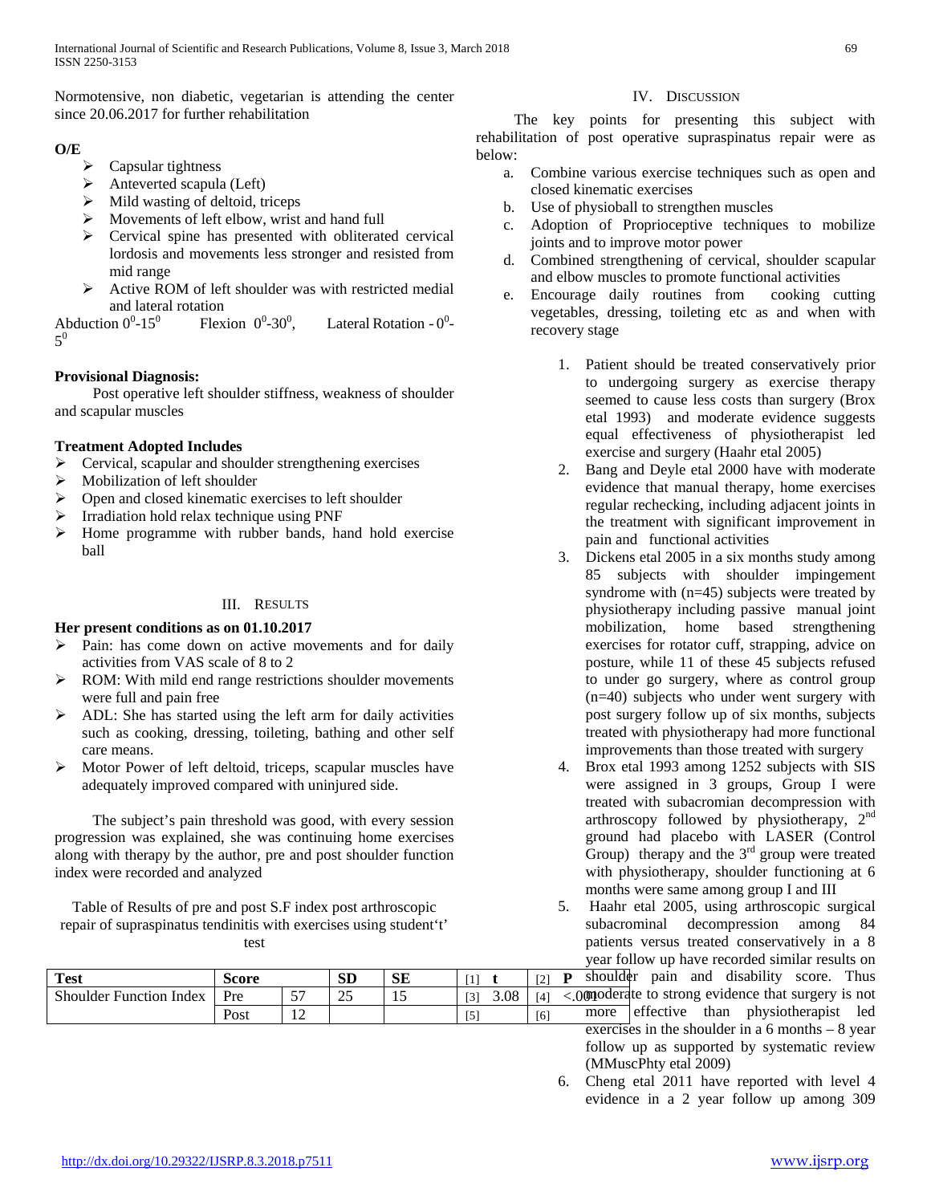Normotensive, non diabetic, vegetarian is attending the center since 20.06.2017 for further rehabilitation

**O/E**

- Capsular tightness
- Anteverted scapula (Left)
- Mild wasting of deltoid, triceps
- Movements of left elbow, wrist and hand full
- Cervical spine has presented with obliterated cervical lordosis and movements less stronger and resisted from mid range
- Active ROM of left shoulder was with restricted medial and lateral rotation

Abduction $0^0$-$15^0$ Flexion $0^0$-$30^0$, Lateral Rotation - $0^0$-$5^0$

**Provisional Diagnosis:**

Post operative left shoulder stiffness, weakness of shoulder and scapular muscles

**Treatment Adopted Includes**

- Cervical, scapular and shoulder strengthening exercises
- Mobilization of left shoulder
- Open and closed kinematic exercises to left shoulder
- Irradiation hold relax technique using PNF
- Home programme with rubber bands, hand hold exercise ball

## III. Results

**Her present conditions as on 01.10.2017**

- Pain: has come down on active movements and for daily activities from VAS scale of 8 to 2
- ROM: With mild end range restrictions shoulder movements were full and pain free
- ADL: She has started using the left arm for daily activities such as cooking, dressing, toileting, bathing and other self care means.
- Motor Power of left deltoid, triceps, scapular muscles have adequately improved compared with uninjured side.

The subject's pain threshold was good, with every session progression was explained, she was continuing home exercises along with therapy by the author, pre and post shoulder function index were recorded and analyzed

Table of Results of pre and post S.F index post arthroscopic repair of supraspinatus tendinitis with exercises using student't' test

| Test | Score | | SD | SE | t | P |
|---|---|---|---|---|---|---|
| Shoulder Function Index | Pre | 57 | 25 | 15 | 3.08 | <.001 |
| | Post | 12 | | | | |

## IV. Discussion

The key points for presenting this subject with rehabilitation of post operative supraspinatus repair were as below:

a. Combine various exercise techniques such as open and closed kinematic exercises
b. Use of physioball to strengthen muscles
c. Adoption of Proprioceptive techniques to mobilize joints and to improve motor power
d. Combined strengthening of cervical, shoulder scapular and elbow muscles to promote functional activities
e. Encourage daily routines from cooking cutting vegetables, dressing, toileting etc as and when with recovery stage

1. Patient should be treated conservatively prior to undergoing surgery as exercise therapy seemed to cause less costs than surgery (Brox etal 1993) and moderate evidence suggests equal effectiveness of physiotherapist led exercise and surgery (Haahr etal 2005)
2. Bang and Deyle etal 2000 have with moderate evidence that manual therapy, home exercises regular rechecking, including adjacent joints in the treatment with significant improvement in pain and functional activities
3. Dickens etal 2005 in a six months study among 85 subjects with shoulder impingement syndrome with (n=45) subjects were treated by physiotherapy including passive manual joint mobilization, home based strengthening exercises for rotator cuff, strapping, advice on posture, while 11 of these 45 subjects refused to under go surgery, where as control group (n=40) subjects who under went surgery with post surgery follow up of six months, subjects treated with physiotherapy had more functional improvements than those treated with surgery
4. Brox etal 1993 among 1252 subjects with SIS were assigned in 3 groups, Group I were treated with subacromian decompression with arthroscopy followed by physiotherapy, 2nd ground had placebo with LASER (Control Group) therapy and the 3rd group were treated with physiotherapy, shoulder functioning at 6 months were same among group I and III
5. Haahr etal 2005, using arthroscopic surgical subacrominal decompression among 84 patients versus treated conservatively in a 8 year follow up have recorded similar results on shoulder pain and disability score. Thus moderate to strong evidence that surgery is not more effective than physiotherapist led exercises in the shoulder in a 6 months – 8 year follow up as supported by systematic review (MMuscPhty etal 2009)
6. Cheng etal 2011 have reported with level 4 evidence in a 2 year follow up among 309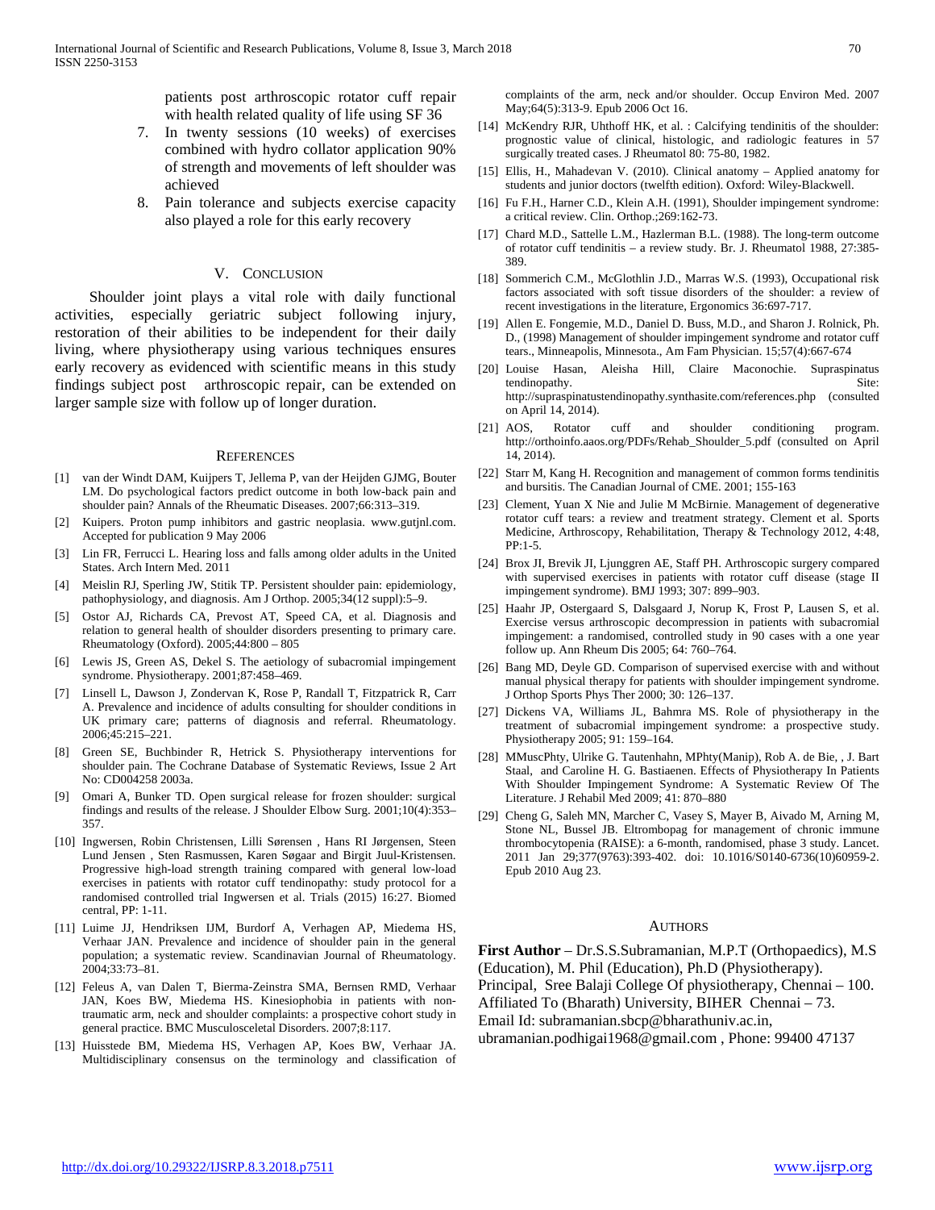patients post arthroscopic rotator cuff repair with health related quality of life using SF 36

7. In twenty sessions (10 weeks) of exercises combined with hydro collator application 90% of strength and movements of left shoulder was achieved
8. Pain tolerance and subjects exercise capacity also played a role for this early recovery

## V. Conclusion

Shoulder joint plays a vital role with daily functional activities, especially geriatric subject following injury, restoration of their abilities to be independent for their daily living, where physiotherapy using various techniques ensures early recovery as evidenced with scientific means in this study findings subject post arthroscopic repair, can be extended on larger sample size with follow up of longer duration.

## References

[1] van der Windt DAM, Kuijpers T, Jellema P, van der Heijden GJMG, Bouter LM. Do psychological factors predict outcome in both low-back pain and shoulder pain? Annals of the Rheumatic Diseases. 2007;66:313–319.

[2] Kuipers. Proton pump inhibitors and gastric neoplasia. www.gutjnl.com. Accepted for publication 9 May 2006

[3] Lin FR, Ferrucci L. Hearing loss and falls among older adults in the United States. Arch Intern Med. 2011

[4] Meislin RJ, Sperling JW, Stitik TP. Persistent shoulder pain: epidemiology, pathophysiology, and diagnosis. Am J Orthop. 2005;34(12 suppl):5–9.

[5] Ostor AJ, Richards CA, Prevost AT, Speed CA, et al. Diagnosis and relation to general health of shoulder disorders presenting to primary care. Rheumatology (Oxford). 2005;44:800 – 805

[6] Lewis JS, Green AS, Dekel S. The aetiology of subacromial impingement syndrome. Physiotherapy. 2001;87:458–469.

[7] Linsell L, Dawson J, Zondervan K, Rose P, Randall T, Fitzpatrick R, Carr A. Prevalence and incidence of adults consulting for shoulder conditions in UK primary care; patterns of diagnosis and referral. Rheumatology. 2006;45:215–221.

[8] Green SE, Buchbinder R, Hetrick S. Physiotherapy interventions for shoulder pain. The Cochrane Database of Systematic Reviews, Issue 2 Art No: CD004258 2003a.

[9] Omari A, Bunker TD. Open surgical release for frozen shoulder: surgical findings and results of the release. J Shoulder Elbow Surg. 2001;10(4):353–357.

[10] Ingwersen, Robin Christensen, Lilli Sørensen , Hans RI Jørgensen, Steen Lund Jensen , Sten Rasmussen, Karen Søgaar and Birgit Juul-Kristensen. Progressive high-load strength training compared with general low-load exercises in patients with rotator cuff tendinopathy: study protocol for a randomised controlled trial Ingwersen et al. Trials (2015) 16:27. Biomed central, PP: 1-11.

[11] Luime JJ, Hendriksen IJM, Burdorf A, Verhagen AP, Miedema HS, Verhaar JAN. Prevalence and incidence of shoulder pain in the general population; a systematic review. Scandinavian Journal of Rheumatology. 2004;33:73–81.

[12] Feleus A, van Dalen T, Bierma-Zeinstra SMA, Bernsen RMD, Verhaar JAN, Koes BW, Miedema HS. Kinesiophobia in patients with non-traumatic arm, neck and shoulder complaints: a prospective cohort study in general practice. BMC Musculosceletal Disorders. 2007;8:117.

[13] Huisstede BM, Miedema HS, Verhagen AP, Koes BW, Verhaar JA. Multidisciplinary consensus on the terminology and classification of complaints of the arm, neck and/or shoulder. Occup Environ Med. 2007 May;64(5):313-9. Epub 2006 Oct 16.

[14] McKendry RJR, Uhthoff HK, et al. : Calcifying tendinitis of the shoulder: prognostic value of clinical, histologic, and radiologic features in 57 surgically treated cases. J Rheumatol 80: 75-80, 1982.

[15] Ellis, H., Mahadevan V. (2010). Clinical anatomy – Applied anatomy for students and junior doctors (twelfth edition). Oxford: Wiley-Blackwell.

[16] Fu F.H., Harner C.D., Klein A.H. (1991), Shoulder impingement syndrome: a critical review. Clin. Orthop.;269:162-73.

[17] Chard M.D., Sattelle L.M., Hazlerman B.L. (1988). The long-term outcome of rotator cuff tendinitis – a review study. Br. J. Rheumatol 1988, 27:385-389.

[18] Sommerich C.M., McGlothlin J.D., Marras W.S. (1993), Occupational risk factors associated with soft tissue disorders of the shoulder: a review of recent investigations in the literature, Ergonomics 36:697-717.

[19] Allen E. Fongemie, M.D., Daniel D. Buss, M.D., and Sharon J. Rolnick, Ph. D., (1998) Management of shoulder impingement syndrome and rotator cuff tears., Minneapolis, Minnesota., Am Fam Physician. 15;57(4):667-674

[20] Louise Hasan, Aleisha Hill, Claire Maconochie. Supraspinatus tendinopathy. Site: http://supraspinatustendinopathy.synthasite.com/references.php (consulted on April 14, 2014).

[21] AOS, Rotator cuff and shoulder conditioning program. http://orthoinfo.aaos.org/PDFs/Rehab_Shoulder_5.pdf (consulted on April 14, 2014).

[22] Starr M, Kang H. Recognition and management of common forms tendinitis and bursitis. The Canadian Journal of CME. 2001; 155-163

[23] Clement, Yuan X Nie and Julie M McBirnie. Management of degenerative rotator cuff tears: a review and treatment strategy. Clement et al. Sports Medicine, Arthroscopy, Rehabilitation, Therapy & Technology 2012, 4:48, PP:1-5.

[24] Brox JI, Brevik JI, Ljunggren AE, Staff PH. Arthroscopic surgery compared with supervised exercises in patients with rotator cuff disease (stage II impingement syndrome). BMJ 1993; 307: 899–903.

[25] Haahr JP, Ostergaard S, Dalsgaard J, Norup K, Frost P, Lausen S, et al. Exercise versus arthroscopic decompression in patients with subacromial impingement: a randomised, controlled study in 90 cases with a one year follow up. Ann Rheum Dis 2005; 64: 760–764.

[26] Bang MD, Deyle GD. Comparison of supervised exercise with and without manual physical therapy for patients with shoulder impingement syndrome. J Orthop Sports Phys Ther 2000; 30: 126–137.

[27] Dickens VA, Williams JL, Bahmra MS. Role of physiotherapy in the treatment of subacromial impingement syndrome: a prospective study. Physiotherapy 2005; 91: 159–164.

[28] MMuscPhty, Ulrike G. Tautenhahn, MPhty(Manip), Rob A. de Bie, , J. Bart Staal, and Caroline H. G. Bastiaenen. Effects of Physiotherapy In Patients With Shoulder Impingement Syndrome: A Systematic Review Of The Literature. J Rehabil Med 2009; 41: 870–880

[29] Cheng G, Saleh MN, Marcher C, Vasey S, Mayer B, Aivado M, Arning M, Stone NL, Bussel JB. Eltrombopag for management of chronic immune thrombocytopenia (RAISE): a 6-month, randomised, phase 3 study. Lancet. 2011 Jan 29;377(9763):393-402. doi: 10.1016/S0140-6736(10)60959-2. Epub 2010 Aug 23.

## Authors

**First Author** – Dr.S.S.Subramanian, M.P.T (Orthopaedics), M.S (Education), M. Phil (Education), Ph.D (Physiotherapy). Principal, Sree Balaji College Of physiotherapy, Chennai – 100. Affiliated To (Bharath) University, BIHER Chennai – 73. Email Id: subramanian.sbcp@bharathuniv.ac.in, ubramanian.podhigai1968@gmail.com , Phone: 99400 47137